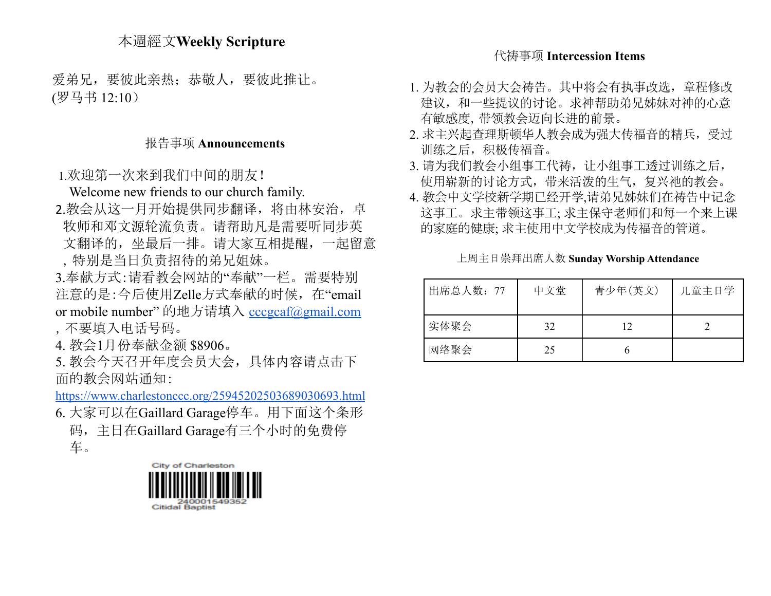## 本週經文**Weekly Scripture**

爱弟兄，要彼此亲热；恭敬人，要彼此推让。
(罗马书 12:10）

## 报告事项 **Announcements**

1.欢迎第一次来到我们中间的朋友！
Welcome new friends to our church family.
2.教会从这一月开始提供同步翻译，将由林安治，卓牧师和邓文源轮流负责。请帮助凡是需要听同步英文翻译的，坐最后一排。请大家互相提醒，一起留意，特别是当日负责招待的弟兄姐妹。
3.奉献方式:请看教会网站的“奉献”一栏。需要特别注意的是:今后使用Zelle方式奉献的时候，在“email or mobile number” 的地方请填入 cccgcaf@gmail.com，不要填入电话号码。
4. 教会1月份奉献金额 $8906。
5. 教会今天召开年度会员大会，具体内容请点击下面的教会网站通知: https://www.charlestonccc.org/25945202503689030693.html
6. 大家可以在Gaillard Garage停车。用下面这个条形码，主日在Gaillard Garage有三个小时的免费停车。

City of Charleston
240001549352
Citidal Baptist

## 代祷事项 **Intercession Items**

1. 为教会的会员大会祷告。其中将会有执事改选，章程修改建议，和一些提议的讨论。求神帮助弟兄姊妹对神的心意有敏感度, 带领教会迈向长进的前景。
2. 求主兴起查理斯顿华人教会成为强大传福音的精兵，受过训练之后，积极传福音。
3. 请为我们教会小组事工代祷，让小组事工透过训练之后，使用崭新的讨论方式，带来活泼的生气，复兴祂的教会。
4. 教会中文学校新学期已经开学,请弟兄姊妹们在祷告中记念这事工。求主带领这事工; 求主保守老师们和每一个来上课的家庭的健康; 求主使用中文学校成为传福音的管道。

上周主日崇拜出席人数 **Sunday Worship Attendance**

| 出席总人数：77 | 中文堂 | 青少年(英文) | 儿童主日学 |
|---|---|---|---|
| 实体聚会 | 32 | 12 | 2 |
| 网络聚会 | 25 | 6 | |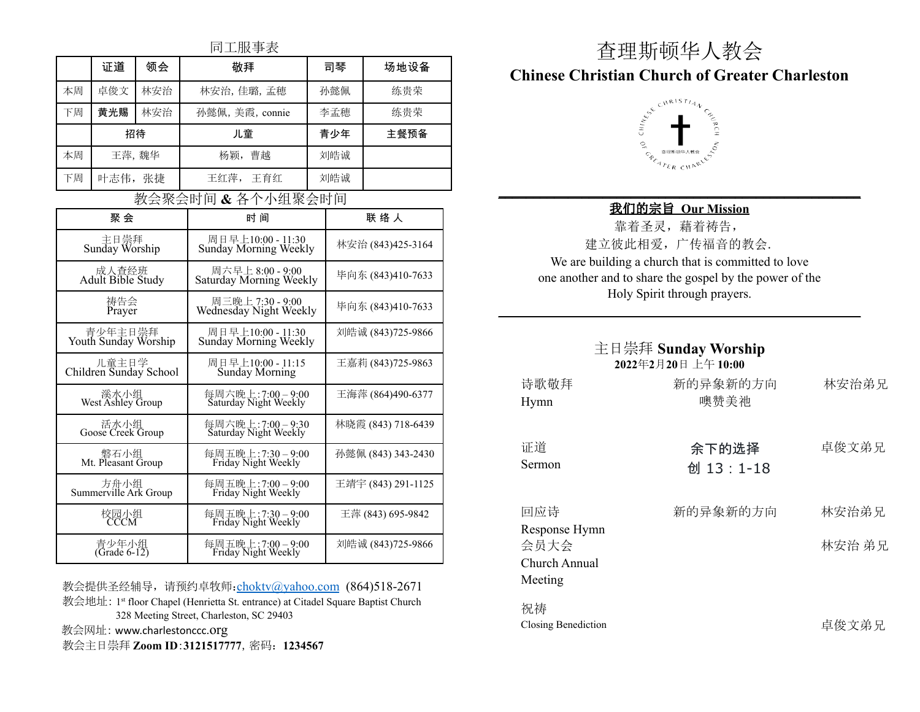同工服事表

| | 证道 | 领会 | 敬拜 | 司琴 | 场地设备 |
|---|---|---|---|---|---|
| 本周 | 卓俊文 | 林安治 | 林安治, 佳璐, 孟穗 | 孙懿佩 | 练贵荣 |
| 下周 | **黄光赐** | 林安治 | 孙懿佩, 美霞, connie | 李孟穗 | 练贵荣 |
| | **招待** | | **儿童** | **青少年** | **主餐预备** |
| 本周 | 王萍, 魏华 | | 杨颖，曹越 | 刘皓诚 | |
| 下周 | 叶志伟，张捷 | | 王红萍， 王育红 | 刘皓诚 | |

教会聚会时间 & 各个小组聚会时间

| 聚 会 | 时 间 | 联 络 人 |
|---|---|---|
| 主日崇拜 Sunday Worship | 周日早上10:00 - 11:30 Sunday Morning Weekly | 林安治 (843)425-3164 |
| 成人查经班 Adult Bible Study | 周六早上 8:00 - 9:00 Saturday Morning Weekly | 毕向东 (843)410-7633 |
| 祷告会 Prayer | 周三晚上 7:30 - 9:00 Wednesday Night Weekly | 毕向东 (843)410-7633 |
| 青少年主日崇拜 Youth Sunday Worship | 周日早上10:00 - 11:30 Sunday Morning Weekly | 刘皓诚 (843)725-9866 |
| 儿童主日学 Children Sunday School | 周日早上10:00 - 11:15 Sunday Morning | 王嘉莉 (843)725-9863 |
| 溪水小组 West Ashley Group | 每周六晚上: 7:00 – 9:00 Saturday Night Weekly | 王海萍 (864)490-6377 |
| 活水小组 Goose Creek Group | 每周六晚上: 7:00 – 9:30 Saturday Night Weekly | 林晓霞 (843) 718-6439 |
| 磐石小组 Mt. Pleasant Group | 每周五晚上: 7:30 – 9:00 Friday Night Weekly | 孙懿佩 (843) 343-2430 |
| 方舟小组 Summerville Ark Group | 每周五晚上: 7:00 – 9:00 Friday Night Weekly | 王靖宇 (843) 291-1125 |
| 校园小组 CCCM | 每周五晚上: 7:30 – 9:00 Friday Night Weekly | 王萍 (843) 695-9842 |
| 青少年小组 (Grade 6-12) | 每周五晚上: 7:00 – 9:00 Friday Night Weekly | 刘皓诚 (843)725-9866 |

教会提供圣经辅导，请预约卓牧师: choktv@yahoo.com (864)518-2671

教会地址: 1st floor Chapel (Henrietta St. entrance) at Citadel Square Baptist Church 328 Meeting Street, Charleston, SC 29403

教会网址: www.charlestonccc.org

教会主日崇拜 **Zoom ID**: **3121517777**, 密码: **1234567**

# 查理斯顿华人教会

## Chinese Christian Church of Greater Charleston

**<u>我们的宗旨 Our Mission</u>**

靠着圣灵，藉着祷告，
建立彼此相爱，广传福音的教会.

We are building a church that is committed to love one another and to share the gospel by the power of the Holy Spirit through prayers.

## 主日崇拜 Sunday Worship

**2022年2月20日 上午 10:00**

| | | |
|---|---|---|
| 诗歌敬拜 Hymn | 新的异象新的方向 噢赞美祂 | 林安治弟兄 |
| 证道 Sermon | **余下的选择** 创 13 : 1-18 | 卓俊文弟兄 |
| 回应诗 Response Hymn | 新的异象新的方向 | 林安治弟兄 |
| 会员大会 Church Annual Meeting | | 林安治 弟兄 |
| 祝祷 Closing Benediction | | 卓俊文弟兄 |